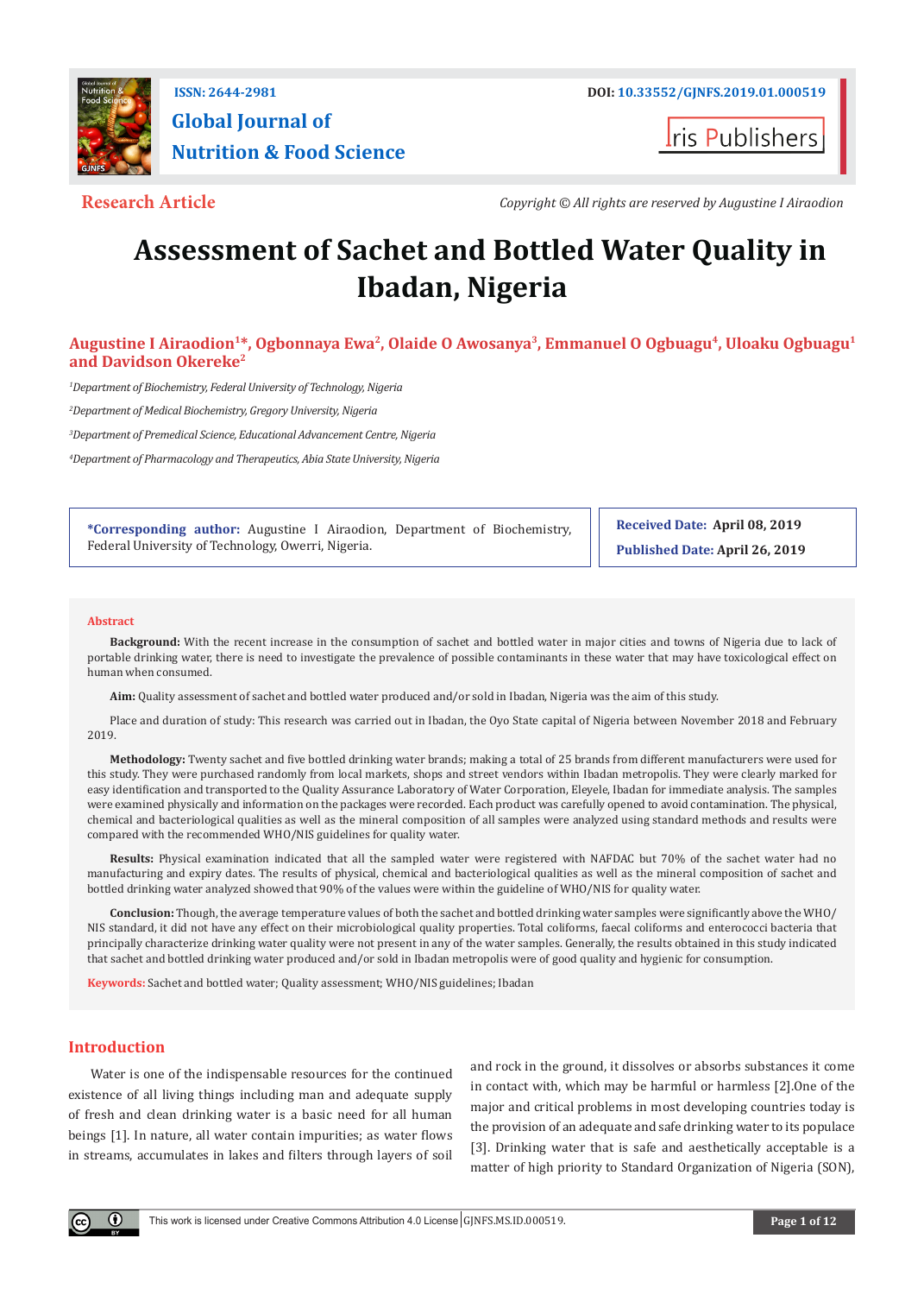ISSN: 2644-2981

DOI: 10.33552/GJNFS.2019.01.000519

**Global Journal of Nutrition & Food Science**

Iris Publishers

**Research Article**

*Copyright © All rights are reserved by Augustine I Airaodion*

# Assessment of Sachet and Bottled Water Quality in Ibadan, Nigeria

**Augustine I Airaodion[1]\*, Ogbonnaya Ewa[2], Olaide O Awosanya[3], Emmanuel O Ogbuagu[4], Uloaku Ogbuagu[1] and Davidson Okereke[2]**

[1]*Department of Biochemistry, Federal University of Technology, Nigeria*

[2]*Department of Medical Biochemistry, Gregory University, Nigeria*

[3]*Department of Premedical Science, Educational Advancement Centre, Nigeria*

[4]*Department of Pharmacology and Therapeutics, Abia State University, Nigeria*

**\*Corresponding author:** Augustine I Airaodion, Department of Biochemistry, Federal University of Technology, Owerri, Nigeria.

**Received Date: April 08, 2019**

**Published Date: April 26, 2019**

## Abstract

**Background:** With the recent increase in the consumption of sachet and bottled water in major cities and towns of Nigeria due to lack of portable drinking water, there is need to investigate the prevalence of possible contaminants in these water that may have toxicological effect on human when consumed.

**Aim:** Quality assessment of sachet and bottled water produced and/or sold in Ibadan, Nigeria was the aim of this study.

Place and duration of study: This research was carried out in Ibadan, the Oyo State capital of Nigeria between November 2018 and February 2019.

**Methodology:** Twenty sachet and five bottled drinking water brands; making a total of 25 brands from different manufacturers were used for this study. They were purchased randomly from local markets, shops and street vendors within Ibadan metropolis. They were clearly marked for easy identification and transported to the Quality Assurance Laboratory of Water Corporation, Eleyele, Ibadan for immediate analysis. The samples were examined physically and information on the packages were recorded. Each product was carefully opened to avoid contamination. The physical, chemical and bacteriological qualities as well as the mineral composition of all samples were analyzed using standard methods and results were compared with the recommended WHO/NIS guidelines for quality water.

**Results:** Physical examination indicated that all the sampled water were registered with NAFDAC but 70% of the sachet water had no manufacturing and expiry dates. The results of physical, chemical and bacteriological qualities as well as the mineral composition of sachet and bottled drinking water analyzed showed that 90% of the values were within the guideline of WHO/NIS for quality water.

**Conclusion:** Though, the average temperature values of both the sachet and bottled drinking water samples were significantly above the WHO/NIS standard, it did not have any effect on their microbiological quality properties. Total coliforms, faecal coliforms and enterococci bacteria that principally characterize drinking water quality were not present in any of the water samples. Generally, the results obtained in this study indicated that sachet and bottled drinking water produced and/or sold in Ibadan metropolis were of good quality and hygienic for consumption.

**Keywords:** Sachet and bottled water; Quality assessment; WHO/NIS guidelines; Ibadan

## Introduction

Water is one of the indispensable resources for the continued existence of all living things including man and adequate supply of fresh and clean drinking water is a basic need for all human beings [1]. In nature, all water contain impurities; as water flows in streams, accumulates in lakes and filters through layers of soil and rock in the ground, it dissolves or absorbs substances it come in contact with, which may be harmful or harmless [2].One of the major and critical problems in most developing countries today is the provision of an adequate and safe drinking water to its populace [3]. Drinking water that is safe and aesthetically acceptable is a matter of high priority to Standard Organization of Nigeria (SON),

This work is licensed under Creative Commons Attribution 4.0 License | GJNFS.MS.ID.000519.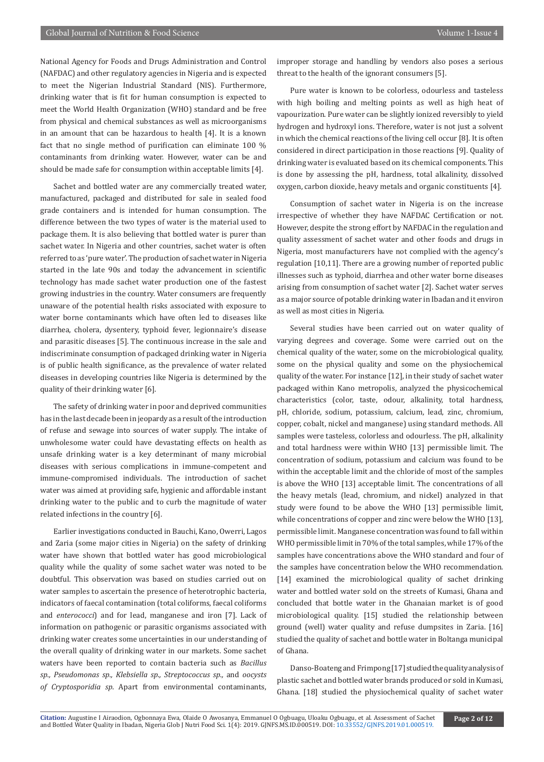National Agency for Foods and Drugs Administration and Control (NAFDAC) and other regulatory agencies in Nigeria and is expected to meet the Nigerian Industrial Standard (NIS). Furthermore, drinking water that is fit for human consumption is expected to meet the World Health Organization (WHO) standard and be free from physical and chemical substances as well as microorganisms in an amount that can be hazardous to health [4]. It is a known fact that no single method of purification can eliminate 100 % contaminants from drinking water. However, water can be and should be made safe for consumption within acceptable limits [4].

Sachet and bottled water are any commercially treated water, manufactured, packaged and distributed for sale in sealed food grade containers and is intended for human consumption. The difference between the two types of water is the material used to package them. It is also believing that bottled water is purer than sachet water. In Nigeria and other countries, sachet water is often referred to as 'pure water'. The production of sachet water in Nigeria started in the late 90s and today the advancement in scientific technology has made sachet water production one of the fastest growing industries in the country. Water consumers are frequently unaware of the potential health risks associated with exposure to water borne contaminants which have often led to diseases like diarrhea, cholera, dysentery, typhoid fever, legionnaire's disease and parasitic diseases [5]. The continuous increase in the sale and indiscriminate consumption of packaged drinking water in Nigeria is of public health significance, as the prevalence of water related diseases in developing countries like Nigeria is determined by the quality of their drinking water [6].

The safety of drinking water in poor and deprived communities has in the last decade been in jeopardy as a result of the introduction of refuse and sewage into sources of water supply. The intake of unwholesome water could have devastating effects on health as unsafe drinking water is a key determinant of many microbial diseases with serious complications in immune-competent and immune-compromised individuals. The introduction of sachet water was aimed at providing safe, hygienic and affordable instant drinking water to the public and to curb the magnitude of water related infections in the country [6].

Earlier investigations conducted in Bauchi, Kano, Owerri, Lagos and Zaria (some major cities in Nigeria) on the safety of drinking water have shown that bottled water has good microbiological quality while the quality of some sachet water was noted to be doubtful. This observation was based on studies carried out on water samples to ascertain the presence of heterotrophic bacteria, indicators of faecal contamination (total coliforms, faecal coliforms and *enterococci*) and for lead, manganese and iron [7]. Lack of information on pathogenic or parasitic organisms associated with drinking water creates some uncertainties in our understanding of the overall quality of drinking water in our markets. Some sachet waters have been reported to contain bacteria such as *Bacillus sp., Pseudomonas sp., Klebsiella sp., Streptococcus sp.,* and *oocysts of Cryptosporidia sp*. Apart from environmental contaminants, improper storage and handling by vendors also poses a serious threat to the health of the ignorant consumers [5].

Pure water is known to be colorless, odourless and tasteless with high boiling and melting points as well as high heat of vapourization. Pure water can be slightly ionized reversibly to yield hydrogen and hydroxyl ions. Therefore, water is not just a solvent in which the chemical reactions of the living cell occur [8]. It is often considered in direct participation in those reactions [9]. Quality of drinking water is evaluated based on its chemical components. This is done by assessing the pH, hardness, total alkalinity, dissolved oxygen, carbon dioxide, heavy metals and organic constituents [4].

Consumption of sachet water in Nigeria is on the increase irrespective of whether they have NAFDAC Certification or not. However, despite the strong effort by NAFDAC in the regulation and quality assessment of sachet water and other foods and drugs in Nigeria, most manufacturers have not complied with the agency's regulation [10,11]. There are a growing number of reported public illnesses such as typhoid, diarrhea and other water borne diseases arising from consumption of sachet water [2]. Sachet water serves as a major source of potable drinking water in Ibadan and it environ as well as most cities in Nigeria.

Several studies have been carried out on water quality of varying degrees and coverage. Some were carried out on the chemical quality of the water, some on the microbiological quality, some on the physical quality and some on the physiochemical quality of the water. For instance [12], in their study of sachet water packaged within Kano metropolis, analyzed the physicochemical characteristics (color, taste, odour, alkalinity, total hardness, pH, chloride, sodium, potassium, calcium, lead, zinc, chromium, copper, cobalt, nickel and manganese) using standard methods. All samples were tasteless, colorless and odourless. The pH, alkalinity and total hardness were within WHO [13] permissible limit. The concentration of sodium, potassium and calcium was found to be within the acceptable limit and the chloride of most of the samples is above the WHO [13] acceptable limit. The concentrations of all the heavy metals (lead, chromium, and nickel) analyzed in that study were found to be above the WHO [13] permissible limit, while concentrations of copper and zinc were below the WHO [13], permissible limit. Manganese concentration was found to fall within WHO permissible limit in 70% of the total samples, while 17% of the samples have concentrations above the WHO standard and four of the samples have concentration below the WHO recommendation. [14] examined the microbiological quality of sachet drinking water and bottled water sold on the streets of Kumasi, Ghana and concluded that bottle water in the Ghanaian market is of good microbiological quality. [15] studied the relationship between ground (well) water quality and refuse dumpsites in Zaria. [16] studied the quality of sachet and bottle water in Boltanga municipal of Ghana.

Danso-Boateng and Frimpong [17] studied the quality analysis of plastic sachet and bottled water brands produced or sold in Kumasi, Ghana. [18] studied the physiochemical quality of sachet water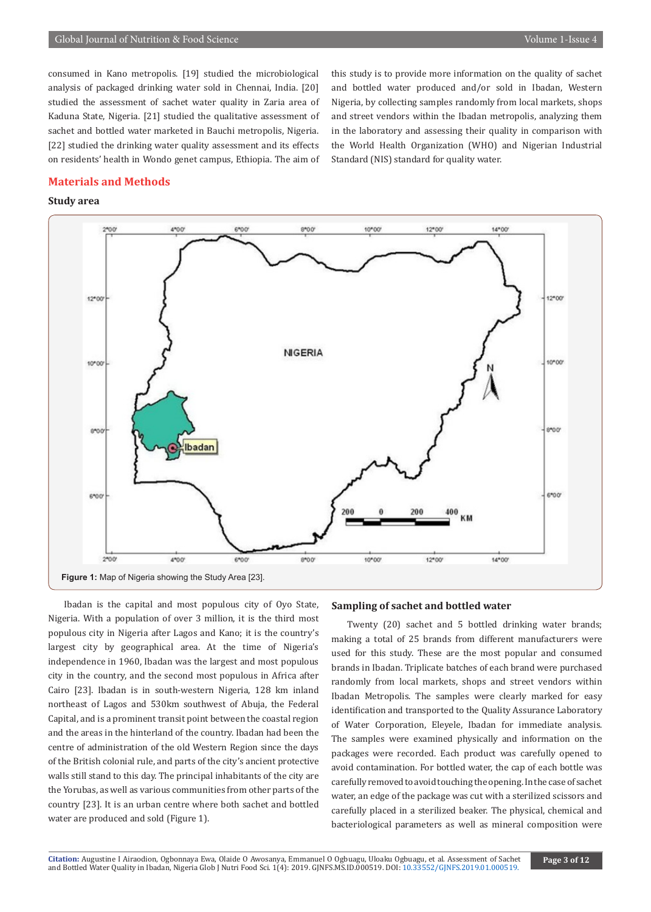consumed in Kano metropolis. [19] studied the microbiological analysis of packaged drinking water sold in Chennai, India. [20] studied the assessment of sachet water quality in Zaria area of Kaduna State, Nigeria. [21] studied the qualitative assessment of sachet and bottled water marketed in Bauchi metropolis, Nigeria. [22] studied the drinking water quality assessment and its effects on residents' health in Wondo genet campus, Ethiopia. The aim of this study is to provide more information on the quality of sachet and bottled water produced and/or sold in Ibadan, Western Nigeria, by collecting samples randomly from local markets, shops and street vendors within the Ibadan metropolis, analyzing them in the laboratory and assessing their quality in comparison with the World Health Organization (WHO) and Nigerian Industrial Standard (NIS) standard for quality water.

## Materials and Methods

### Study area

**Figure 1:** Map of Nigeria showing the Study Area [23].

Ibadan is the capital and most populous city of Oyo State, Nigeria. With a population of over 3 million, it is the third most populous city in Nigeria after Lagos and Kano; it is the country's largest city by geographical area. At the time of Nigeria's independence in 1960, Ibadan was the largest and most populous city in the country, and the second most populous in Africa after Cairo [23]. Ibadan is in south-western Nigeria, 128 km inland northeast of Lagos and 530km southwest of Abuja, the Federal Capital, and is a prominent transit point between the coastal region and the areas in the hinterland of the country. Ibadan had been the centre of administration of the old Western Region since the days of the British colonial rule, and parts of the city's ancient protective walls still stand to this day. The principal inhabitants of the city are the Yorubas, as well as various communities from other parts of the country [23]. It is an urban centre where both sachet and bottled water are produced and sold (Figure 1).

### Sampling of sachet and bottled water

Twenty (20) sachet and 5 bottled drinking water brands; making a total of 25 brands from different manufacturers were used for this study. These are the most popular and consumed brands in Ibadan. Triplicate batches of each brand were purchased randomly from local markets, shops and street vendors within Ibadan Metropolis. The samples were clearly marked for easy identification and transported to the Quality Assurance Laboratory of Water Corporation, Eleyele, Ibadan for immediate analysis. The samples were examined physically and information on the packages were recorded. Each product was carefully opened to avoid contamination. For bottled water, the cap of each bottle was carefully removed to avoid touching the opening. In the case of sachet water, an edge of the package was cut with a sterilized scissors and carefully placed in a sterilized beaker. The physical, chemical and bacteriological parameters as well as mineral composition were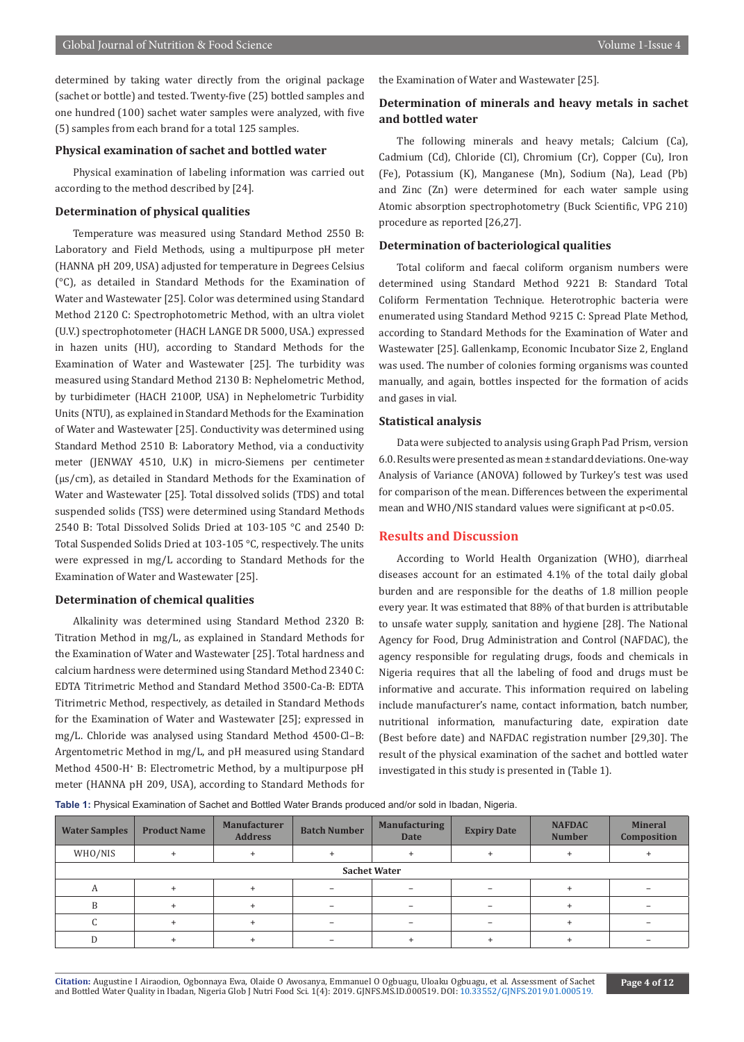determined by taking water directly from the original package (sachet or bottle) and tested. Twenty-five (25) bottled samples and one hundred (100) sachet water samples were analyzed, with five (5) samples from each brand for a total 125 samples.

### Physical examination of sachet and bottled water

Physical examination of labeling information was carried out according to the method described by [24].

### Determination of physical qualities

Temperature was measured using Standard Method 2550 B: Laboratory and Field Methods, using a multipurpose pH meter (HANNA pH 209, USA) adjusted for temperature in Degrees Celsius (°C), as detailed in Standard Methods for the Examination of Water and Wastewater [25]. Color was determined using Standard Method 2120 C: Spectrophotometric Method, with an ultra violet (U.V.) spectrophotometer (HACH LANGE DR 5000, USA.) expressed in hazen units (HU), according to Standard Methods for the Examination of Water and Wastewater [25]. The turbidity was measured using Standard Method 2130 B: Nephelometric Method, by turbidimeter (HACH 2100P, USA) in Nephelometric Turbidity Units (NTU), as explained in Standard Methods for the Examination of Water and Wastewater [25]. Conductivity was determined using Standard Method 2510 B: Laboratory Method, via a conductivity meter (JENWAY 4510, U.K) in micro-Siemens per centimeter (μs/cm), as detailed in Standard Methods for the Examination of Water and Wastewater [25]. Total dissolved solids (TDS) and total suspended solids (TSS) were determined using Standard Methods 2540 B: Total Dissolved Solids Dried at 103-105 °C and 2540 D: Total Suspended Solids Dried at 103-105 °C, respectively. The units were expressed in mg/L according to Standard Methods for the Examination of Water and Wastewater [25].

### Determination of chemical qualities

Alkalinity was determined using Standard Method 2320 B: Titration Method in mg/L, as explained in Standard Methods for the Examination of Water and Wastewater [25]. Total hardness and calcium hardness were determined using Standard Method 2340 C: EDTA Titrimetric Method and Standard Method 3500-Ca-B: EDTA Titrimetric Method, respectively, as detailed in Standard Methods for the Examination of Water and Wastewater [25]; expressed in mg/L. Chloride was analysed using Standard Method 4500-Cl–B: Argentometric Method in mg/L, and pH measured using Standard Method 4500-$H^+$ B: Electrometric Method, by a multipurpose pH meter (HANNA pH 209, USA), according to Standard Methods for the Examination of Water and Wastewater [25].

### Determination of minerals and heavy metals in sachet and bottled water

The following minerals and heavy metals; Calcium (Ca), Cadmium (Cd), Chloride (Cl), Chromium (Cr), Copper (Cu), Iron (Fe), Potassium (K), Manganese (Mn), Sodium (Na), Lead (Pb) and Zinc (Zn) were determined for each water sample using Atomic absorption spectrophotometry (Buck Scientific, VPG 210) procedure as reported [26,27].

### Determination of bacteriological qualities

Total coliform and faecal coliform organism numbers were determined using Standard Method 9221 B: Standard Total Coliform Fermentation Technique. Heterotrophic bacteria were enumerated using Standard Method 9215 C: Spread Plate Method, according to Standard Methods for the Examination of Water and Wastewater [25]. Gallenkamp, Economic Incubator Size 2, England was used. The number of colonies forming organisms was counted manually, and again, bottles inspected for the formation of acids and gases in vial.

### Statistical analysis

Data were subjected to analysis using Graph Pad Prism, version 6.0. Results were presented as mean ± standard deviations. One-way Analysis of Variance (ANOVA) followed by Turkey's test was used for comparison of the mean. Differences between the experimental mean and WHO/NIS standard values were significant at $p<0.05$.

## Results and Discussion

According to World Health Organization (WHO), diarrheal diseases account for an estimated 4.1% of the total daily global burden and are responsible for the deaths of 1.8 million people every year. It was estimated that 88% of that burden is attributable to unsafe water supply, sanitation and hygiene [28]. The National Agency for Food, Drug Administration and Control (NAFDAC), the agency responsible for regulating drugs, foods and chemicals in Nigeria requires that all the labeling of food and drugs must be informative and accurate. This information required on labeling include manufacturer's name, contact information, batch number, nutritional information, manufacturing date, expiration date (Best before date) and NAFDAC registration number [29,30]. The result of the physical examination of the sachet and bottled water investigated in this study is presented in (Table 1).

**Table 1:** Physical Examination of Sachet and Bottled Water Brands produced and/or sold in Ibadan, Nigeria.

| Water Samples | Product Name | Manufacturer Address | Batch Number | Manufacturing Date | Expiry Date | NAFDAC Number | Mineral Composition |
|---|---|---|---|---|---|---|---|
| WHO/NIS | + | + | + | + | + | + | + |
| **Sachet Water** | | | | | | | |
| A | + | + | – | – | – | + | – |
| B | + | + | – | – | – | + | – |
| C | + | + | – | – | – | + | – |
| D | + | + | – | + | + | + | – |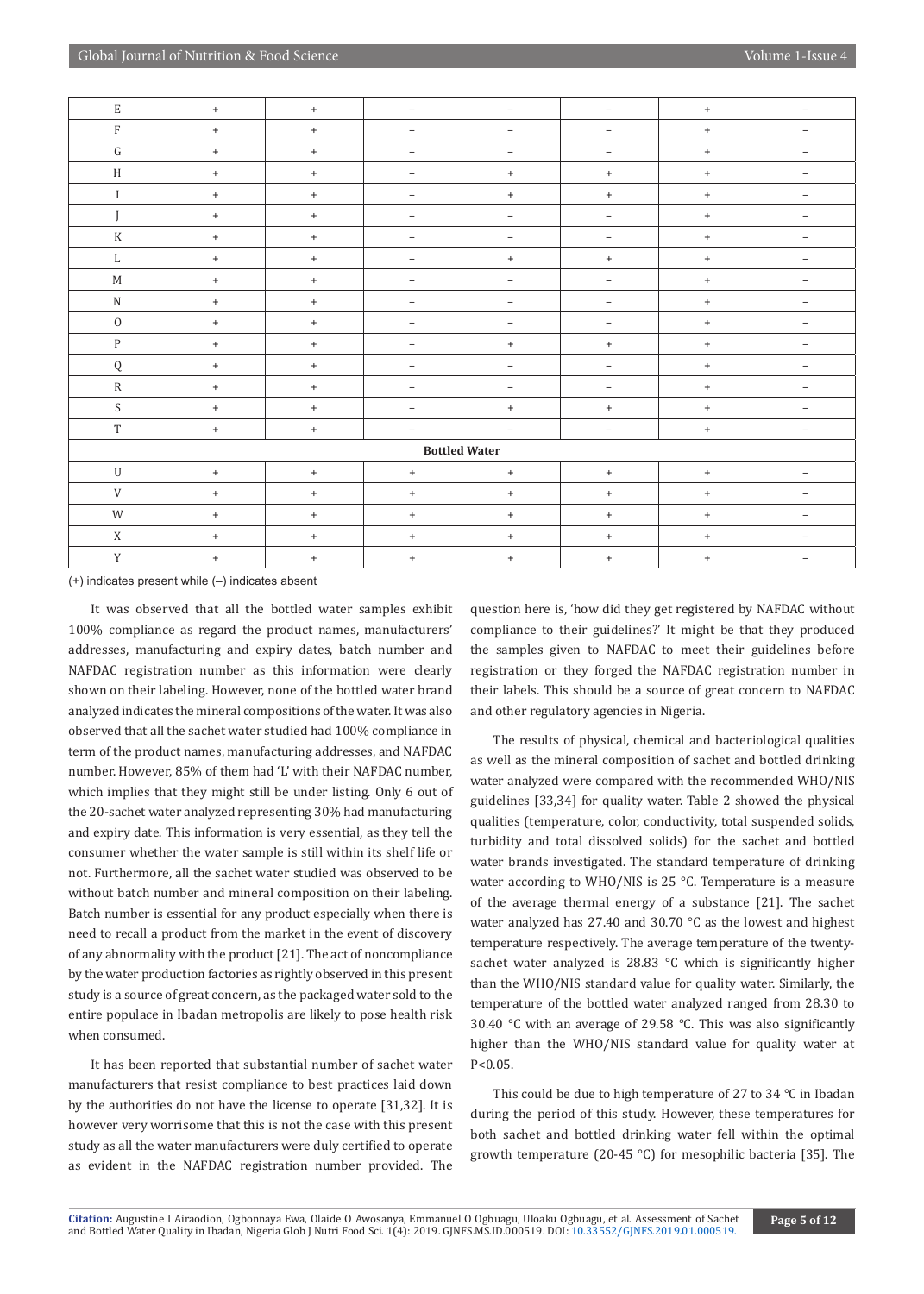| | | | | | | | |
|---|---|---|---|---|---|---|---|
| E | + | + | – | – | – | + | – |
| F | + | + | – | – | – | + | – |
| G | + | + | – | – | – | + | – |
| H | + | + | – | + | + | + | – |
| I | + | + | – | + | + | + | – |
| J | + | + | – | – | – | + | – |
| K | + | + | – | – | – | + | – |
| L | + | + | – | + | + | + | – |
| M | + | + | – | – | – | + | – |
| N | + | + | – | – | – | + | – |
| O | + | + | – | – | – | + | – |
| P | + | + | – | + | + | + | – |
| Q | + | + | – | – | – | + | – |
| R | + | + | – | – | – | + | – |
| S | + | + | – | + | + | + | – |
| T | + | + | – | – | – | + | – |
| **Bottled Water** | | | | | | | |
| U | + | + | + | + | + | + | – |
| V | + | + | + | + | + | + | – |
| W | + | + | + | + | + | + | – |
| X | + | + | + | + | + | + | – |
| Y | + | + | + | + | + | + | – |

(+) indicates present while (–) indicates absent

It was observed that all the bottled water samples exhibit 100% compliance as regard the product names, manufacturers' addresses, manufacturing and expiry dates, batch number and NAFDAC registration number as this information were clearly shown on their labeling. However, none of the bottled water brand analyzed indicates the mineral compositions of the water. It was also observed that all the sachet water studied had 100% compliance in term of the product names, manufacturing addresses, and NAFDAC number. However, 85% of them had 'L' with their NAFDAC number, which implies that they might still be under listing. Only 6 out of the 20-sachet water analyzed representing 30% had manufacturing and expiry date. This information is very essential, as they tell the consumer whether the water sample is still within its shelf life or not. Furthermore, all the sachet water studied was observed to be without batch number and mineral composition on their labeling. Batch number is essential for any product especially when there is need to recall a product from the market in the event of discovery of any abnormality with the product [21]. The act of noncompliance by the water production factories as rightly observed in this present study is a source of great concern, as the packaged water sold to the entire populace in Ibadan metropolis are likely to pose health risk when consumed.

It has been reported that substantial number of sachet water manufacturers that resist compliance to best practices laid down by the authorities do not have the license to operate [31,32]. It is however very worrisome that this is not the case with this present study as all the water manufacturers were duly certified to operate as evident in the NAFDAC registration number provided. The question here is, 'how did they get registered by NAFDAC without compliance to their guidelines?' It might be that they produced the samples given to NAFDAC to meet their guidelines before registration or they forged the NAFDAC registration number in their labels. This should be a source of great concern to NAFDAC and other regulatory agencies in Nigeria.

The results of physical, chemical and bacteriological qualities as well as the mineral composition of sachet and bottled drinking water analyzed were compared with the recommended WHO/NIS guidelines [33,34] for quality water. Table 2 showed the physical qualities (temperature, color, conductivity, total suspended solids, turbidity and total dissolved solids) for the sachet and bottled water brands investigated. The standard temperature of drinking water according to WHO/NIS is 25 °C. Temperature is a measure of the average thermal energy of a substance [21]. The sachet water analyzed has 27.40 and 30.70 °C as the lowest and highest temperature respectively. The average temperature of the twenty-sachet water analyzed is 28.83 °C which is significantly higher than the WHO/NIS standard value for quality water. Similarly, the temperature of the bottled water analyzed ranged from 28.30 to 30.40 °C with an average of 29.58 °C. This was also significantly higher than the WHO/NIS standard value for quality water at $P<0.05$.

This could be due to high temperature of 27 to 34 °C in Ibadan during the period of this study. However, these temperatures for both sachet and bottled drinking water fell within the optimal growth temperature (20-45 °C) for mesophilic bacteria [35]. The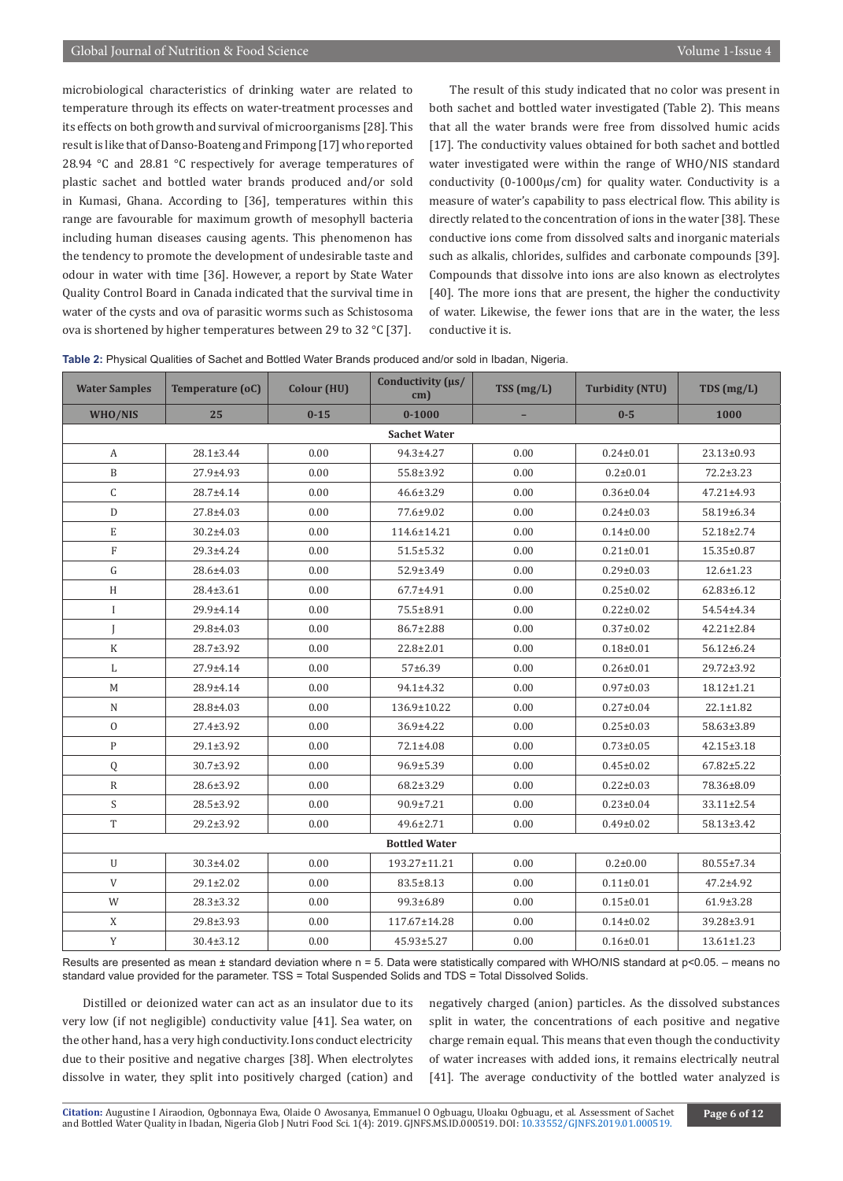microbiological characteristics of drinking water are related to temperature through its effects on water-treatment processes and its effects on both growth and survival of microorganisms [28]. This result is like that of Danso-Boateng and Frimpong [17] who reported 28.94 °C and 28.81 °C respectively for average temperatures of plastic sachet and bottled water brands produced and/or sold in Kumasi, Ghana. According to [36], temperatures within this range are favourable for maximum growth of mesophyll bacteria including human diseases causing agents. This phenomenon has the tendency to promote the development of undesirable taste and odour in water with time [36]. However, a report by State Water Quality Control Board in Canada indicated that the survival time in water of the cysts and ova of parasitic worms such as Schistosoma ova is shortened by higher temperatures between 29 to 32 °C [37].

The result of this study indicated that no color was present in both sachet and bottled water investigated (Table 2). This means that all the water brands were free from dissolved humic acids [17]. The conductivity values obtained for both sachet and bottled water investigated were within the range of WHO/NIS standard conductivity (0-1000µs/cm) for quality water. Conductivity is a measure of water's capability to pass electrical flow. This ability is directly related to the concentration of ions in the water [38]. These conductive ions come from dissolved salts and inorganic materials such as alkalis, chlorides, sulfides and carbonate compounds [39]. Compounds that dissolve into ions are also known as electrolytes [40]. The more ions that are present, the higher the conductivity of water. Likewise, the fewer ions that are in the water, the less conductive it is.

**Table 2:** Physical Qualities of Sachet and Bottled Water Brands produced and/or sold in Ibadan, Nigeria.

| Water Samples | Temperature (oC) | Colour (HU) | Conductivity (µs/cm) | TSS (mg/L) | Turbidity (NTU) | TDS (mg/L) |
|---|---|---|---|---|---|---|
| **WHO/NIS** | **25** | **0-15** | **0-1000** | **–** | **0-5** | **1000** |
| **Sachet Water** | | | | | | |
| A | 28.1±3.44 | 0.00 | 94.3±4.27 | 0.00 | 0.24±0.01 | 23.13±0.93 |
| B | 27.9±4.93 | 0.00 | 55.8±3.92 | 0.00 | 0.2±0.01 | 72.2±3.23 |
| C | 28.7±4.14 | 0.00 | 46.6±3.29 | 0.00 | 0.36±0.04 | 47.21±4.93 |
| D | 27.8±4.03 | 0.00 | 77.6±9.02 | 0.00 | 0.24±0.03 | 58.19±6.34 |
| E | 30.2±4.03 | 0.00 | 114.6±14.21 | 0.00 | 0.14±0.00 | 52.18±2.74 |
| F | 29.3±4.24 | 0.00 | 51.5±5.32 | 0.00 | 0.21±0.01 | 15.35±0.87 |
| G | 28.6±4.03 | 0.00 | 52.9±3.49 | 0.00 | 0.29±0.03 | 12.6±1.23 |
| H | 28.4±3.61 | 0.00 | 67.7±4.91 | 0.00 | 0.25±0.02 | 62.83±6.12 |
| I | 29.9±4.14 | 0.00 | 75.5±8.91 | 0.00 | 0.22±0.02 | 54.54±4.34 |
| J | 29.8±4.03 | 0.00 | 86.7±2.88 | 0.00 | 0.37±0.02 | 42.21±2.84 |
| K | 28.7±3.92 | 0.00 | 22.8±2.01 | 0.00 | 0.18±0.01 | 56.12±6.24 |
| L | 27.9±4.14 | 0.00 | 57±6.39 | 0.00 | 0.26±0.01 | 29.72±3.92 |
| M | 28.9±4.14 | 0.00 | 94.1±4.32 | 0.00 | 0.97±0.03 | 18.12±1.21 |
| N | 28.8±4.03 | 0.00 | 136.9±10.22 | 0.00 | 0.27±0.04 | 22.1±1.82 |
| O | 27.4±3.92 | 0.00 | 36.9±4.22 | 0.00 | 0.25±0.03 | 58.63±3.89 |
| P | 29.1±3.92 | 0.00 | 72.1±4.08 | 0.00 | 0.73±0.05 | 42.15±3.18 |
| Q | 30.7±3.92 | 0.00 | 96.9±5.39 | 0.00 | 0.45±0.02 | 67.82±5.22 |
| R | 28.6±3.92 | 0.00 | 68.2±3.29 | 0.00 | 0.22±0.03 | 78.36±8.09 |
| S | 28.5±3.92 | 0.00 | 90.9±7.21 | 0.00 | 0.23±0.04 | 33.11±2.54 |
| T | 29.2±3.92 | 0.00 | 49.6±2.71 | 0.00 | 0.49±0.02 | 58.13±3.42 |
| **Bottled Water** | | | | | | |
| U | 30.3±4.02 | 0.00 | 193.27±11.21 | 0.00 | 0.2±0.00 | 80.55±7.34 |
| V | 29.1±2.02 | 0.00 | 83.5±8.13 | 0.00 | 0.11±0.01 | 47.2±4.92 |
| W | 28.3±3.32 | 0.00 | 99.3±6.89 | 0.00 | 0.15±0.01 | 61.9±3.28 |
| X | 29.8±3.93 | 0.00 | 117.67±14.28 | 0.00 | 0.14±0.02 | 39.28±3.91 |
| Y | 30.4±3.12 | 0.00 | 45.93±5.27 | 0.00 | 0.16±0.01 | 13.61±1.23 |

Results are presented as mean ± standard deviation where n = 5. Data were statistically compared with WHO/NIS standard at p<0.05. – means no standard value provided for the parameter. TSS = Total Suspended Solids and TDS = Total Dissolved Solids.

Distilled or deionized water can act as an insulator due to its very low (if not negligible) conductivity value [41]. Sea water, on the other hand, has a very high conductivity. Ions conduct electricity due to their positive and negative charges [38]. When electrolytes dissolve in water, they split into positively charged (cation) and negatively charged (anion) particles. As the dissolved substances split in water, the concentrations of each positive and negative charge remain equal. This means that even though the conductivity of water increases with added ions, it remains electrically neutral [41]. The average conductivity of the bottled water analyzed is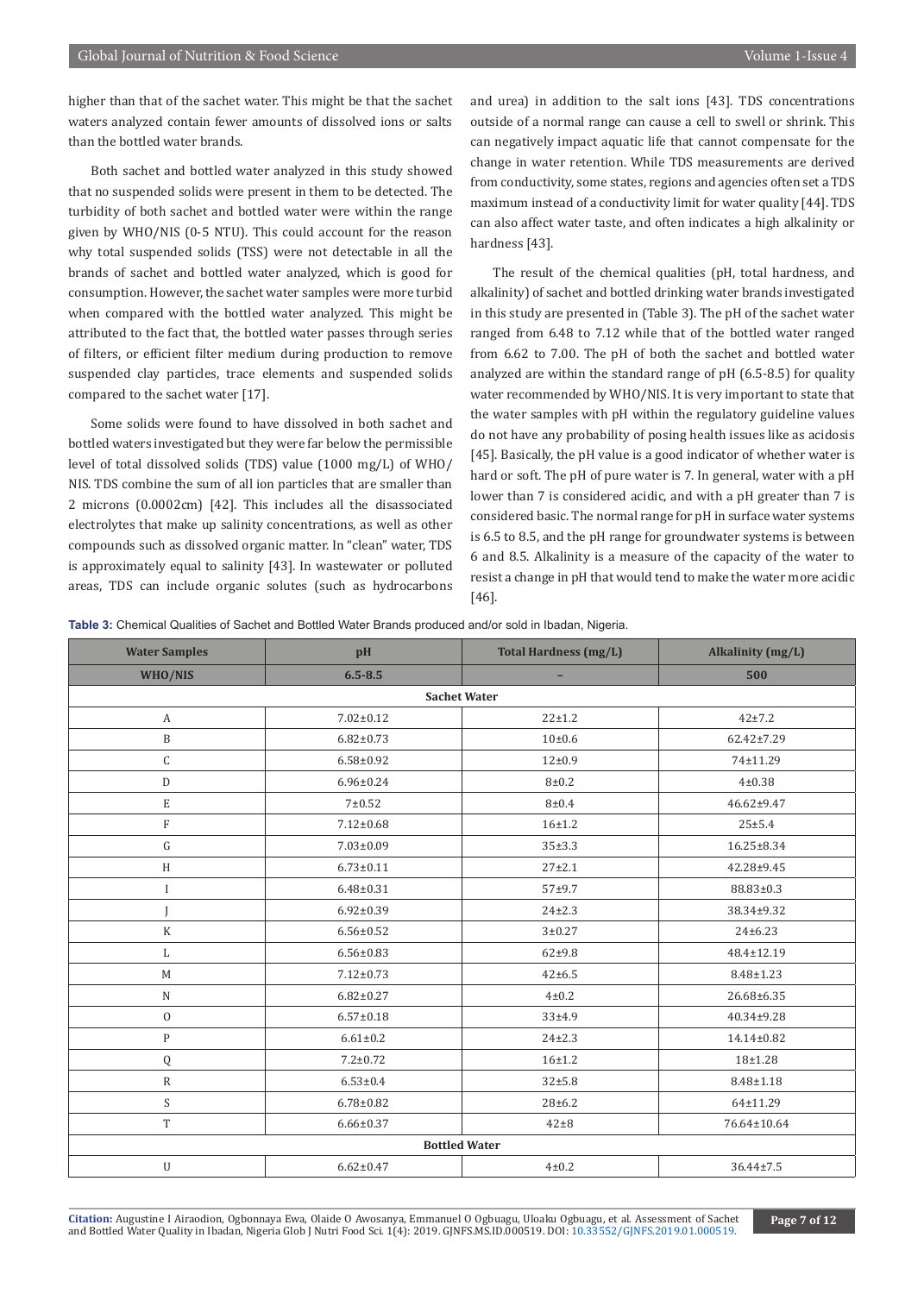higher than that of the sachet water. This might be that the sachet waters analyzed contain fewer amounts of dissolved ions or salts than the bottled water brands.

Both sachet and bottled water analyzed in this study showed that no suspended solids were present in them to be detected. The turbidity of both sachet and bottled water were within the range given by WHO/NIS (0-5 NTU). This could account for the reason why total suspended solids (TSS) were not detectable in all the brands of sachet and bottled water analyzed, which is good for consumption. However, the sachet water samples were more turbid when compared with the bottled water analyzed. This might be attributed to the fact that, the bottled water passes through series of filters, or efficient filter medium during production to remove suspended clay particles, trace elements and suspended solids compared to the sachet water [17].

Some solids were found to have dissolved in both sachet and bottled waters investigated but they were far below the permissible level of total dissolved solids (TDS) value (1000 mg/L) of WHO/NIS. TDS combine the sum of all ion particles that are smaller than 2 microns (0.0002cm) [42]. This includes all the disassociated electrolytes that make up salinity concentrations, as well as other compounds such as dissolved organic matter. In "clean" water, TDS is approximately equal to salinity [43]. In wastewater or polluted areas, TDS can include organic solutes (such as hydrocarbons and urea) in addition to the salt ions [43]. TDS concentrations outside of a normal range can cause a cell to swell or shrink. This can negatively impact aquatic life that cannot compensate for the change in water retention. While TDS measurements are derived from conductivity, some states, regions and agencies often set a TDS maximum instead of a conductivity limit for water quality [44]. TDS can also affect water taste, and often indicates a high alkalinity or hardness [43].

The result of the chemical qualities (pH, total hardness, and alkalinity) of sachet and bottled drinking water brands investigated in this study are presented in (Table 3). The pH of the sachet water ranged from 6.48 to 7.12 while that of the bottled water ranged from 6.62 to 7.00. The pH of both the sachet and bottled water analyzed are within the standard range of pH (6.5-8.5) for quality water recommended by WHO/NIS. It is very important to state that the water samples with pH within the regulatory guideline values do not have any probability of posing health issues like as acidosis [45]. Basically, the pH value is a good indicator of whether water is hard or soft. The pH of pure water is 7. In general, water with a pH lower than 7 is considered acidic, and with a pH greater than 7 is considered basic. The normal range for pH in surface water systems is 6.5 to 8.5, and the pH range for groundwater systems is between 6 and 8.5. Alkalinity is a measure of the capacity of the water to resist a change in pH that would tend to make the water more acidic [46].

**Table 3:** Chemical Qualities of Sachet and Bottled Water Brands produced and/or sold in Ibadan, Nigeria.

| Water Samples | pH | Total Hardness (mg/L) | Alkalinity (mg/L) |
|---|---|---|---|
| WHO/NIS | 6.5-8.5 | – | 500 |
| **Sachet Water** | | | |
| A | 7.02±0.12 | 22±1.2 | 42±7.2 |
| B | 6.82±0.73 | 10±0.6 | 62.42±7.29 |
| C | 6.58±0.92 | 12±0.9 | 74±11.29 |
| D | 6.96±0.24 | 8±0.2 | 4±0.38 |
| E | 7±0.52 | 8±0.4 | 46.62±9.47 |
| F | 7.12±0.68 | 16±1.2 | 25±5.4 |
| G | 7.03±0.09 | 35±3.3 | 16.25±8.34 |
| H | 6.73±0.11 | 27±2.1 | 42.28±9.45 |
| I | 6.48±0.31 | 57±9.7 | 88.83±0.3 |
| J | 6.92±0.39 | 24±2.3 | 38.34±9.32 |
| K | 6.56±0.52 | 3±0.27 | 24±6.23 |
| L | 6.56±0.83 | 62±9.8 | 48.4±12.19 |
| M | 7.12±0.73 | 42±6.5 | 8.48±1.23 |
| N | 6.82±0.27 | 4±0.2 | 26.68±6.35 |
| O | 6.57±0.18 | 33±4.9 | 40.34±9.28 |
| P | 6.61±0.2 | 24±2.3 | 14.14±0.82 |
| Q | 7.2±0.72 | 16±1.2 | 18±1.28 |
| R | 6.53±0.4 | 32±5.8 | 8.48±1.18 |
| S | 6.78±0.82 | 28±6.2 | 64±11.29 |
| T | 6.66±0.37 | 42±8 | 76.64±10.64 |
| **Bottled Water** | | | |
| U | 6.62±0.47 | 4±0.2 | 36.44±7.5 |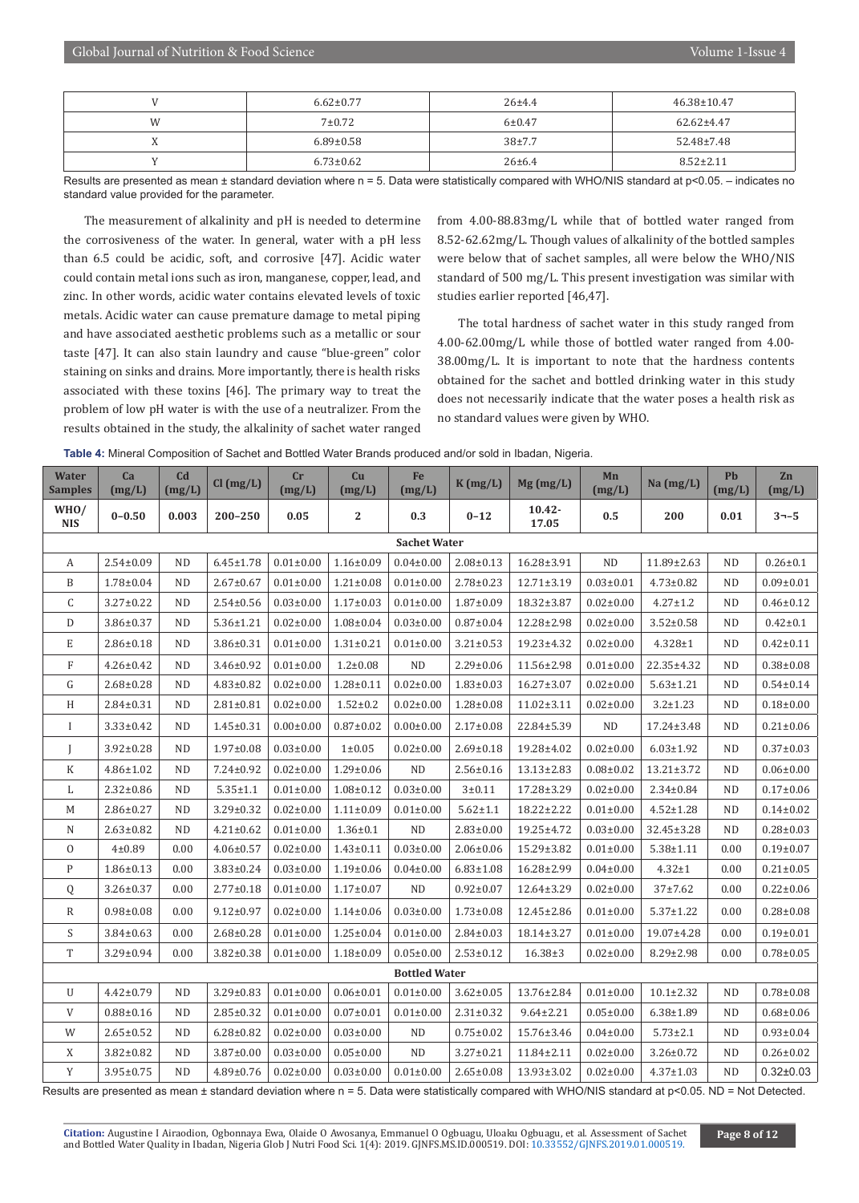| V | 6.62±0.77 | 26±4.4 | 46.38±10.47 |
|---|---|---|---|
| W | 7±0.72 | 6±0.47 | 62.62±4.47 |
| X | 6.89±0.58 | 38±7.7 | 52.48±7.48 |
| Y | 6.73±0.62 | 26±6.4 | 8.52±2.11 |

Results are presented as mean ± standard deviation where n = 5. Data were statistically compared with WHO/NIS standard at p<0.05. – indicates no standard value provided for the parameter.

The measurement of alkalinity and pH is needed to determine the corrosiveness of the water. In general, water with a pH less than 6.5 could be acidic, soft, and corrosive [47]. Acidic water could contain metal ions such as iron, manganese, copper, lead, and zinc. In other words, acidic water contains elevated levels of toxic metals. Acidic water can cause premature damage to metal piping and have associated aesthetic problems such as a metallic or sour taste [47]. It can also stain laundry and cause "blue-green" color staining on sinks and drains. More importantly, there is health risks associated with these toxins [46]. The primary way to treat the problem of low pH water is with the use of a neutralizer. From the results obtained in the study, the alkalinity of sachet water ranged from 4.00-88.83mg/L while that of bottled water ranged from 8.52-62.62mg/L. Though values of alkalinity of the bottled samples were below that of sachet samples, all were below the WHO/NIS standard of 500 mg/L. This present investigation was similar with studies earlier reported [46,47].

The total hardness of sachet water in this study ranged from 4.00-62.00mg/L while those of bottled water ranged from 4.00-38.00mg/L. It is important to note that the hardness contents obtained for the sachet and bottled drinking water in this study does not necessarily indicate that the water poses a health risk as no standard values were given by WHO.

**Table 4:** Mineral Composition of Sachet and Bottled Water Brands produced and/or sold in Ibadan, Nigeria.

| Water Samples | Ca (mg/L) | Cd (mg/L) | Cl (mg/L) | Cr (mg/L) | Cu (mg/L) | Fe (mg/L) | K (mg/L) | Mg (mg/L) | Mn (mg/L) | Na (mg/L) | Pb (mg/L) | Zn (mg/L) |
|---|---|---|---|---|---|---|---|---|---|---|---|---|
| **WHO/NIS** | **0–0.50** | **0.003** | **200–250** | **0.05** | **2** | **0.3** | **0–12** | **10.42-17.05** | **0.5** | **200** | **0.01** | **3¬–5** |
| **Sachet Water** | | | | | | | | | | | | |
| A | 2.54±0.09 | ND | 6.45±1.78 | 0.01±0.00 | 1.16±0.09 | 0.04±0.00 | 2.08±0.13 | 16.28±3.91 | ND | 11.89±2.63 | ND | 0.26±0.1 |
| B | 1.78±0.04 | ND | 2.67±0.67 | 0.01±0.00 | 1.21±0.08 | 0.01±0.00 | 2.78±0.23 | 12.71±3.19 | 0.03±0.01 | 4.73±0.82 | ND | 0.09±0.01 |
| C | 3.27±0.22 | ND | 2.54±0.56 | 0.03±0.00 | 1.17±0.03 | 0.01±0.00 | 1.87±0.09 | 18.32±3.87 | 0.02±0.00 | 4.27±1.2 | ND | 0.46±0.12 |
| D | 3.86±0.37 | ND | 5.36±1.21 | 0.02±0.00 | 1.08±0.04 | 0.03±0.00 | 0.87±0.04 | 12.28±2.98 | 0.02±0.00 | 3.52±0.58 | ND | 0.42±0.1 |
| E | 2.86±0.18 | ND | 3.86±0.31 | 0.01±0.00 | 1.31±0.21 | 0.01±0.00 | 3.21±0.53 | 19.23±4.32 | 0.02±0.00 | 4.328±1 | ND | 0.42±0.11 |
| F | 4.26±0.42 | ND | 3.46±0.92 | 0.01±0.00 | 1.2±0.08 | ND | 2.29±0.06 | 11.56±2.98 | 0.01±0.00 | 22.35±4.32 | ND | 0.38±0.08 |
| G | 2.68±0.28 | ND | 4.83±0.82 | 0.02±0.00 | 1.28±0.11 | 0.02±0.00 | 1.83±0.03 | 16.27±3.07 | 0.02±0.00 | 5.63±1.21 | ND | 0.54±0.14 |
| H | 2.84±0.31 | ND | 2.81±0.81 | 0.02±0.00 | 1.52±0.2 | 0.02±0.00 | 1.28±0.08 | 11.02±3.11 | 0.02±0.00 | 3.2±1.23 | ND | 0.18±0.00 |
| I | 3.33±0.42 | ND | 1.45±0.31 | 0.00±0.00 | 0.87±0.02 | 0.00±0.00 | 2.17±0.08 | 22.84±5.39 | ND | 17.24±3.48 | ND | 0.21±0.06 |
| J | 3.92±0.28 | ND | 1.97±0.08 | 0.03±0.00 | 1±0.05 | 0.02±0.00 | 2.69±0.18 | 19.28±4.02 | 0.02±0.00 | 6.03±1.92 | ND | 0.37±0.03 |
| K | 4.86±1.02 | ND | 7.24±0.92 | 0.02±0.00 | 1.29±0.06 | ND | 2.56±0.16 | 13.13±2.83 | 0.08±0.02 | 13.21±3.72 | ND | 0.06±0.00 |
| L | 2.32±0.86 | ND | 5.35±1.1 | 0.01±0.00 | 1.08±0.12 | 0.03±0.00 | 3±0.11 | 17.28±3.29 | 0.02±0.00 | 2.34±0.84 | ND | 0.17±0.06 |
| M | 2.86±0.27 | ND | 3.29±0.32 | 0.02±0.00 | 1.11±0.09 | 0.01±0.00 | 5.62±1.1 | 18.22±2.22 | 0.01±0.00 | 4.52±1.28 | ND | 0.14±0.02 |
| N | 2.63±0.82 | ND | 4.21±0.62 | 0.01±0.00 | 1.36±0.1 | ND | 2.83±0.00 | 19.25±4.72 | 0.03±0.00 | 32.45±3.28 | ND | 0.28±0.03 |
| O | 4±0.89 | 0.00 | 4.06±0.57 | 0.02±0.00 | 1.43±0.11 | 0.03±0.00 | 2.06±0.06 | 15.29±3.82 | 0.01±0.00 | 5.38±1.11 | 0.00 | 0.19±0.07 |
| P | 1.86±0.13 | 0.00 | 3.83±0.24 | 0.03±0.00 | 1.19±0.06 | 0.04±0.00 | 6.83±1.08 | 16.28±2.99 | 0.04±0.00 | 4.32±1 | 0.00 | 0.21±0.05 |
| Q | 3.26±0.37 | 0.00 | 2.77±0.18 | 0.01±0.00 | 1.17±0.07 | ND | 0.92±0.07 | 12.64±3.29 | 0.02±0.00 | 37±7.62 | 0.00 | 0.22±0.06 |
| R | 0.98±0.08 | 0.00 | 9.12±0.97 | 0.02±0.00 | 1.14±0.06 | 0.03±0.00 | 1.73±0.08 | 12.45±2.86 | 0.01±0.00 | 5.37±1.22 | 0.00 | 0.28±0.08 |
| S | 3.84±0.63 | 0.00 | 2.68±0.28 | 0.01±0.00 | 1.25±0.04 | 0.01±0.00 | 2.84±0.03 | 18.14±3.27 | 0.01±0.00 | 19.07±4.28 | 0.00 | 0.19±0.01 |
| T | 3.29±0.94 | 0.00 | 3.82±0.38 | 0.01±0.00 | 1.18±0.09 | 0.05±0.00 | 2.53±0.12 | 16.38±3 | 0.02±0.00 | 8.29±2.98 | 0.00 | 0.78±0.05 |
| **Bottled Water** | | | | | | | | | | | | |
| U | 4.42±0.79 | ND | 3.29±0.83 | 0.01±0.00 | 0.06±0.01 | 0.01±0.00 | 3.62±0.05 | 13.76±2.84 | 0.01±0.00 | 10.1±2.32 | ND | 0.78±0.08 |
| V | 0.88±0.16 | ND | 2.85±0.32 | 0.01±0.00 | 0.07±0.01 | 0.01±0.00 | 2.31±0.32 | 9.64±2.21 | 0.05±0.00 | 6.38±1.89 | ND | 0.68±0.06 |
| W | 2.65±0.52 | ND | 6.28±0.82 | 0.02±0.00 | 0.03±0.00 | ND | 0.75±0.02 | 15.76±3.46 | 0.04±0.00 | 5.73±2.1 | ND | 0.93±0.04 |
| X | 3.82±0.82 | ND | 3.87±0.00 | 0.03±0.00 | 0.05±0.00 | ND | 3.27±0.21 | 11.84±2.11 | 0.02±0.00 | 3.26±0.72 | ND | 0.26±0.02 |
| Y | 3.95±0.75 | ND | 4.89±0.76 | 0.02±0.00 | 0.03±0.00 | 0.01±0.00 | 2.65±0.08 | 13.93±3.02 | 0.02±0.00 | 4.37±1.03 | ND | 0.32±0.03 |

Results are presented as mean ± standard deviation where n = 5. Data were statistically compared with WHO/NIS standard at p<0.05. ND = Not Detected.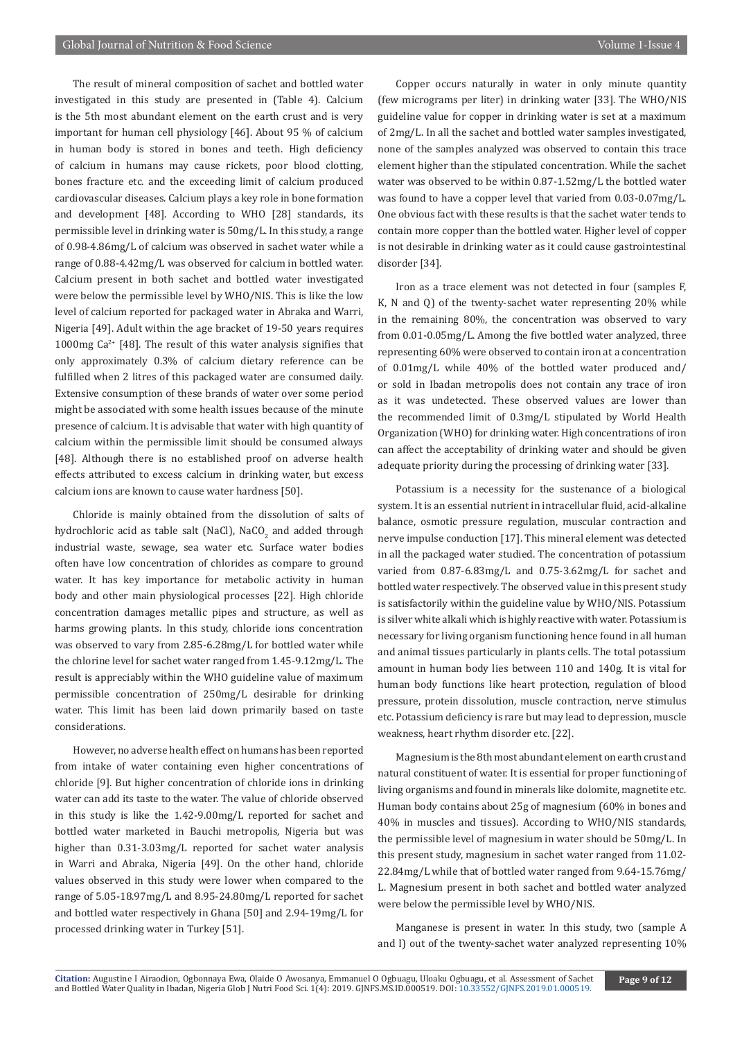The result of mineral composition of sachet and bottled water investigated in this study are presented in (Table 4). Calcium is the 5th most abundant element on the earth crust and is very important for human cell physiology [46]. About 95 % of calcium in human body is stored in bones and teeth. High deficiency of calcium in humans may cause rickets, poor blood clotting, bones fracture etc. and the exceeding limit of calcium produced cardiovascular diseases. Calcium plays a key role in bone formation and development [48]. According to WHO [28] standards, its permissible level in drinking water is 50mg/L. In this study, a range of 0.98-4.86mg/L of calcium was observed in sachet water while a range of 0.88-4.42mg/L was observed for calcium in bottled water. Calcium present in both sachet and bottled water investigated were below the permissible level by WHO/NIS. This is like the low level of calcium reported for packaged water in Abraka and Warri, Nigeria [49]. Adult within the age bracket of 19-50 years requires 1000mg $Ca^{2+}$ [48]. The result of this water analysis signifies that only approximately 0.3% of calcium dietary reference can be fulfilled when 2 litres of this packaged water are consumed daily. Extensive consumption of these brands of water over some period might be associated with some health issues because of the minute presence of calcium. It is advisable that water with high quantity of calcium within the permissible limit should be consumed always [48]. Although there is no established proof on adverse health effects attributed to excess calcium in drinking water, but excess calcium ions are known to cause water hardness [50].

Chloride is mainly obtained from the dissolution of salts of hydrochloric acid as table salt (NaCl), $NaCO_2$ and added through industrial waste, sewage, sea water etc. Surface water bodies often have low concentration of chlorides as compare to ground water. It has key importance for metabolic activity in human body and other main physiological processes [22]. High chloride concentration damages metallic pipes and structure, as well as harms growing plants. In this study, chloride ions concentration was observed to vary from 2.85-6.28mg/L for bottled water while the chlorine level for sachet water ranged from 1.45-9.12mg/L. The result is appreciably within the WHO guideline value of maximum permissible concentration of 250mg/L desirable for drinking water. This limit has been laid down primarily based on taste considerations.

However, no adverse health effect on humans has been reported from intake of water containing even higher concentrations of chloride [9]. But higher concentration of chloride ions in drinking water can add its taste to the water. The value of chloride observed in this study is like the 1.42-9.00mg/L reported for sachet and bottled water marketed in Bauchi metropolis, Nigeria but was higher than 0.31-3.03mg/L reported for sachet water analysis in Warri and Abraka, Nigeria [49]. On the other hand, chloride values observed in this study were lower when compared to the range of 5.05-18.97mg/L and 8.95-24.80mg/L reported for sachet and bottled water respectively in Ghana [50] and 2.94-19mg/L for processed drinking water in Turkey [51].

Copper occurs naturally in water in only minute quantity (few micrograms per liter) in drinking water [33]. The WHO/NIS guideline value for copper in drinking water is set at a maximum of 2mg/L. In all the sachet and bottled water samples investigated, none of the samples analyzed was observed to contain this trace element higher than the stipulated concentration. While the sachet water was observed to be within 0.87-1.52mg/L the bottled water was found to have a copper level that varied from 0.03-0.07mg/L. One obvious fact with these results is that the sachet water tends to contain more copper than the bottled water. Higher level of copper is not desirable in drinking water as it could cause gastrointestinal disorder [34].

Iron as a trace element was not detected in four (samples F, K, N and Q) of the twenty-sachet water representing 20% while in the remaining 80%, the concentration was observed to vary from 0.01-0.05mg/L. Among the five bottled water analyzed, three representing 60% were observed to contain iron at a concentration of 0.01mg/L while 40% of the bottled water produced and/or sold in Ibadan metropolis does not contain any trace of iron as it was undetected. These observed values are lower than the recommended limit of 0.3mg/L stipulated by World Health Organization (WHO) for drinking water. High concentrations of iron can affect the acceptability of drinking water and should be given adequate priority during the processing of drinking water [33].

Potassium is a necessity for the sustenance of a biological system. It is an essential nutrient in intracellular fluid, acid-alkaline balance, osmotic pressure regulation, muscular contraction and nerve impulse conduction [17]. This mineral element was detected in all the packaged water studied. The concentration of potassium varied from 0.87-6.83mg/L and 0.75-3.62mg/L for sachet and bottled water respectively. The observed value in this present study is satisfactorily within the guideline value by WHO/NIS. Potassium is silver white alkali which is highly reactive with water. Potassium is necessary for living organism functioning hence found in all human and animal tissues particularly in plants cells. The total potassium amount in human body lies between 110 and 140g. It is vital for human body functions like heart protection, regulation of blood pressure, protein dissolution, muscle contraction, nerve stimulus etc. Potassium deficiency is rare but may lead to depression, muscle weakness, heart rhythm disorder etc. [22].

Magnesium is the 8th most abundant element on earth crust and natural constituent of water. It is essential for proper functioning of living organisms and found in minerals like dolomite, magnetite etc. Human body contains about 25g of magnesium (60% in bones and 40% in muscles and tissues). According to WHO/NIS standards, the permissible level of magnesium in water should be 50mg/L. In this present study, magnesium in sachet water ranged from 11.02-22.84mg/L while that of bottled water ranged from 9.64-15.76mg/L. Magnesium present in both sachet and bottled water analyzed were below the permissible level by WHO/NIS.

Manganese is present in water. In this study, two (sample A and I) out of the twenty-sachet water analyzed representing 10%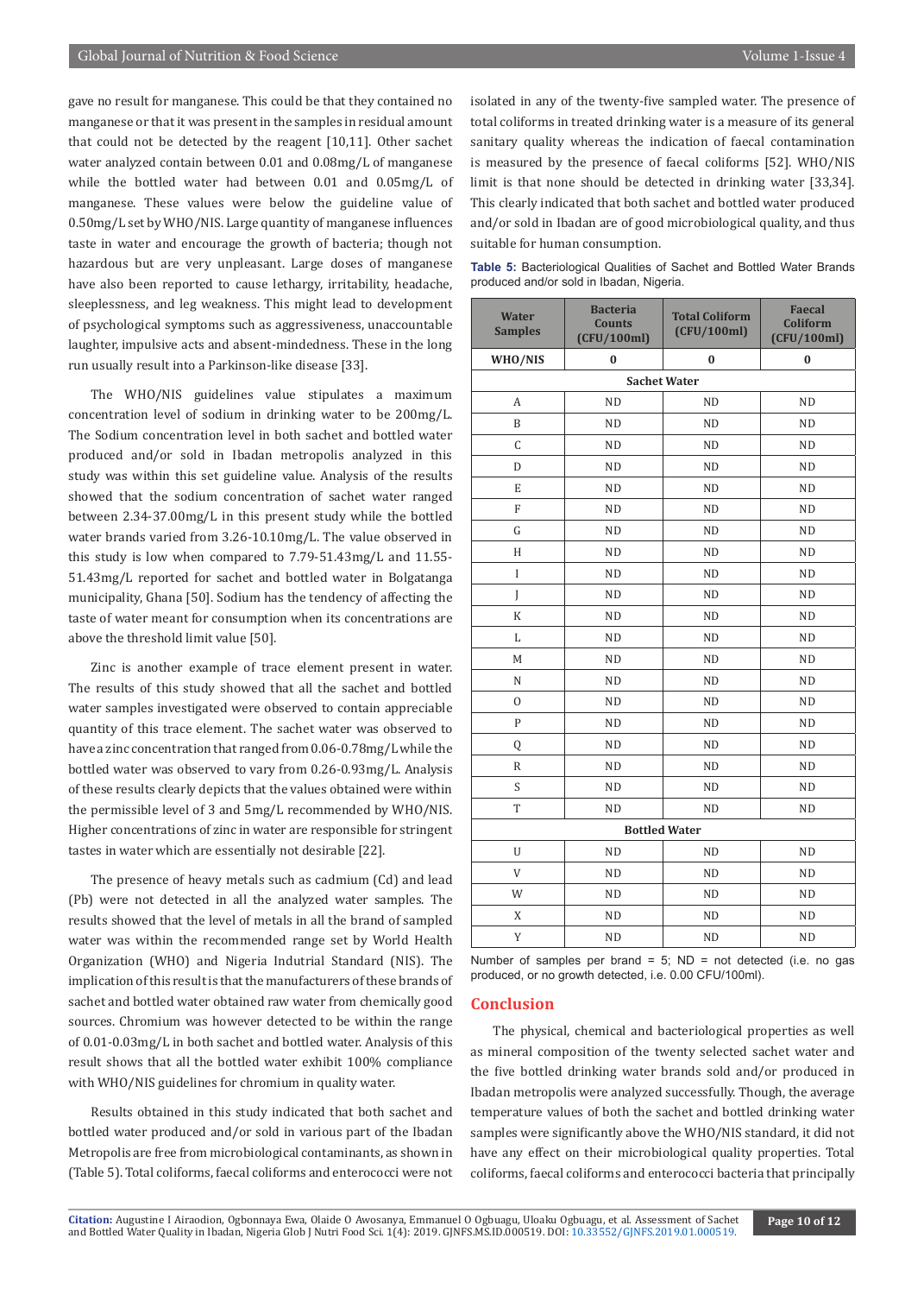gave no result for manganese. This could be that they contained no manganese or that it was present in the samples in residual amount that could not be detected by the reagent [10,11]. Other sachet water analyzed contain between 0.01 and 0.08mg/L of manganese while the bottled water had between 0.01 and 0.05mg/L of manganese. These values were below the guideline value of 0.50mg/L set by WHO/NIS. Large quantity of manganese influences taste in water and encourage the growth of bacteria; though not hazardous but are very unpleasant. Large doses of manganese have also been reported to cause lethargy, irritability, headache, sleeplessness, and leg weakness. This might lead to development of psychological symptoms such as aggressiveness, unaccountable laughter, impulsive acts and absent-mindedness. These in the long run usually result into a Parkinson-like disease [33].

The WHO/NIS guidelines value stipulates a maximum concentration level of sodium in drinking water to be 200mg/L. The Sodium concentration level in both sachet and bottled water produced and/or sold in Ibadan metropolis analyzed in this study was within this set guideline value. Analysis of the results showed that the sodium concentration of sachet water ranged between 2.34-37.00mg/L in this present study while the bottled water brands varied from 3.26-10.10mg/L. The value observed in this study is low when compared to 7.79-51.43mg/L and 11.55-51.43mg/L reported for sachet and bottled water in Bolgatanga municipality, Ghana [50]. Sodium has the tendency of affecting the taste of water meant for consumption when its concentrations are above the threshold limit value [50].

Zinc is another example of trace element present in water. The results of this study showed that all the sachet and bottled water samples investigated were observed to contain appreciable quantity of this trace element. The sachet water was observed to have a zinc concentration that ranged from 0.06-0.78mg/L while the bottled water was observed to vary from 0.26-0.93mg/L. Analysis of these results clearly depicts that the values obtained were within the permissible level of 3 and 5mg/L recommended by WHO/NIS. Higher concentrations of zinc in water are responsible for stringent tastes in water which are essentially not desirable [22].

The presence of heavy metals such as cadmium (Cd) and lead (Pb) were not detected in all the analyzed water samples. The results showed that the level of metals in all the brand of sampled water was within the recommended range set by World Health Organization (WHO) and Nigeria Indutrial Standard (NIS). The implication of this result is that the manufacturers of these brands of sachet and bottled water obtained raw water from chemically good sources. Chromium was however detected to be within the range of 0.01-0.03mg/L in both sachet and bottled water. Analysis of this result shows that all the bottled water exhibit 100% compliance with WHO/NIS guidelines for chromium in quality water.

Results obtained in this study indicated that both sachet and bottled water produced and/or sold in various part of the Ibadan Metropolis are free from microbiological contaminants, as shown in (Table 5). Total coliforms, faecal coliforms and enterococci were not isolated in any of the twenty-five sampled water. The presence of total coliforms in treated drinking water is a measure of its general sanitary quality whereas the indication of faecal contamination is measured by the presence of faecal coliforms [52]. WHO/NIS limit is that none should be detected in drinking water [33,34]. This clearly indicated that both sachet and bottled water produced and/or sold in Ibadan are of good microbiological quality, and thus suitable for human consumption.

**Table 5:** Bacteriological Qualities of Sachet and Bottled Water Brands produced and/or sold in Ibadan, Nigeria.

| Water Samples | Bacteria Counts (CFU/100ml) | Total Coliform (CFU/100ml) | Faecal Coliform (CFU/100ml) |
|---|---|---|---|
| **WHO/NIS** | **0** | **0** | **0** |
| **Sachet Water** | | | |
| A | ND | ND | ND |
| B | ND | ND | ND |
| C | ND | ND | ND |
| D | ND | ND | ND |
| E | ND | ND | ND |
| F | ND | ND | ND |
| G | ND | ND | ND |
| H | ND | ND | ND |
| I | ND | ND | ND |
| J | ND | ND | ND |
| K | ND | ND | ND |
| L | ND | ND | ND |
| M | ND | ND | ND |
| N | ND | ND | ND |
| O | ND | ND | ND |
| P | ND | ND | ND |
| Q | ND | ND | ND |
| R | ND | ND | ND |
| S | ND | ND | ND |
| T | ND | ND | ND |
| **Bottled Water** | | | |
| U | ND | ND | ND |
| V | ND | ND | ND |
| W | ND | ND | ND |
| X | ND | ND | ND |
| Y | ND | ND | ND |

Number of samples per brand = 5; ND = not detected (i.e. no gas produced, or no growth detected, i.e. 0.00 CFU/100ml).

## Conclusion

The physical, chemical and bacteriological properties as well as mineral composition of the twenty selected sachet water and the five bottled drinking water brands sold and/or produced in Ibadan metropolis were analyzed successfully. Though, the average temperature values of both the sachet and bottled drinking water samples were significantly above the WHO/NIS standard, it did not have any effect on their microbiological quality properties. Total coliforms, faecal coliforms and enterococci bacteria that principally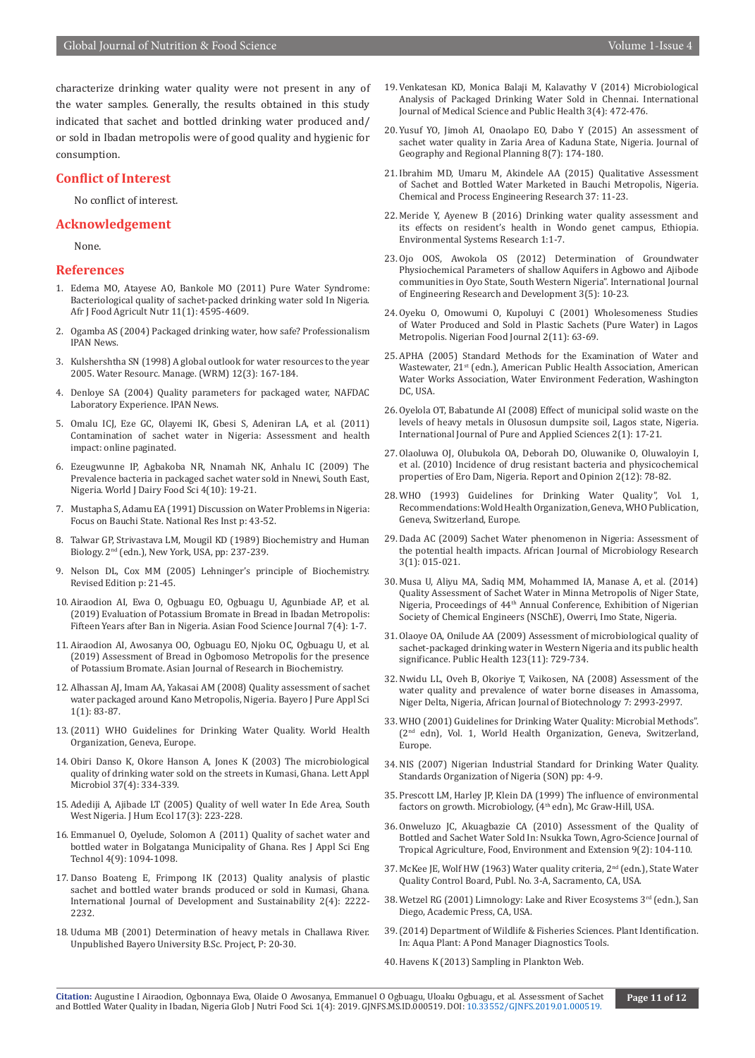characterize drinking water quality were not present in any of the water samples. Generally, the results obtained in this study indicated that sachet and bottled drinking water produced and/or sold in Ibadan metropolis were of good quality and hygienic for consumption.

## Conflict of Interest

No conflict of interest.

## Acknowledgement

None.

## References

1. Edema MO, Atayese AO, Bankole MO (2011) Pure Water Syndrome: Bacteriological quality of sachet-packed drinking water sold In Nigeria. Afr J Food Agricult Nutr 11(1): 4595-4609.
2. Ogamba AS (2004) Packaged drinking water, how safe? Professionalism IPAN News.
3. Kulshershtha SN (1998) A global outlook for water resources to the year 2005. Water Resourc. Manage. (WRM) 12(3): 167-184.
4. Denloye SA (2004) Quality parameters for packaged water, NAFDAC Laboratory Experience. IPAN News.
5. Omalu ICJ, Eze GC, Olayemi IK, Gbesi S, Adeniran LA, et al. (2011) Contamination of sachet water in Nigeria: Assessment and health impact: online paginated.
6. Ezeugwunne IP, Agbakoba NR, Nnamah NK, Anhalu IC (2009) The Prevalence bacteria in packaged sachet water sold in Nnewi, South East, Nigeria. World J Dairy Food Sci 4(10): 19-21.
7. Mustapha S, Adamu EA (1991) Discussion on Water Problems in Nigeria: Focus on Bauchi State. National Res Inst p: 43-52.
8. Talwar GP, Strivastava LM, Mougil KD (1989) Biochemistry and Human Biology. 2nd (edn.), New York, USA, pp: 237-239.
9. Nelson DL, Cox MM (2005) Lehninger's principle of Biochemistry. Revised Edition p: 21-45.
10. Airaodion AI, Ewa O, Ogbuagu EO, Ogbuagu U, Agunbiade AP, et al. (2019) Evaluation of Potassium Bromate in Bread in Ibadan Metropolis: Fifteen Years after Ban in Nigeria. Asian Food Science Journal 7(4): 1-7.
11. Airaodion AI, Awosanya OO, Ogbuagu EO, Njoku OC, Ogbuagu U, et al. (2019) Assessment of Bread in Ogbomoso Metropolis for the presence of Potassium Bromate. Asian Journal of Research in Biochemistry.
12. Alhassan AJ, Imam AA, Yakasai AM (2008) Quality assessment of sachet water packaged around Kano Metropolis, Nigeria. Bayero J Pure Appl Sci 1(1): 83-87.
13. (2011) WHO Guidelines for Drinking Water Quality. World Health Organization, Geneva, Europe.
14. Obiri Danso K, Okore Hanson A, Jones K (2003) The microbiological quality of drinking water sold on the streets in Kumasi, Ghana. Lett Appl Microbiol 37(4): 334-339.
15. Adediji A, Ajibade LT (2005) Quality of well water In Ede Area, South West Nigeria. J Hum Ecol 17(3): 223-228.
16. Emmanuel O, Oyelude, Solomon A (2011) Quality of sachet water and bottled water in Bolgatanga Municipality of Ghana. Res J Appl Sci Eng Technol 4(9): 1094-1098.
17. Danso Boateng E, Frimpong IK (2013) Quality analysis of plastic sachet and bottled water brands produced or sold in Kumasi, Ghana. International Journal of Development and Sustainability 2(4): 2222-2232.
18. Uduma MB (2001) Determination of heavy metals in Challawa River. Unpublished Bayero University B.Sc. Project, P: 20-30.
19. Venkatesan KD, Monica Balaji M, Kalavathy V (2014) Microbiological Analysis of Packaged Drinking Water Sold in Chennai. International Journal of Medical Science and Public Health 3(4): 472-476.
20. Yusuf YO, Jimoh AI, Onaolapo EO, Dabo Y (2015) An assessment of sachet water quality in Zaria Area of Kaduna State, Nigeria. Journal of Geography and Regional Planning 8(7): 174-180.
21. Ibrahim MD, Umaru M, Akindele AA (2015) Qualitative Assessment of Sachet and Bottled Water Marketed in Bauchi Metropolis, Nigeria. Chemical and Process Engineering Research 37: 11-23.
22. Meride Y, Ayenew B (2016) Drinking water quality assessment and its effects on resident's health in Wondo genet campus, Ethiopia. Environmental Systems Research 1:1-7.
23. Ojo OOS, Awokola OS (2012) Determination of Groundwater Physiochemical Parameters of shallow Aquifers in Agbowo and Ajibode communities in Oyo State, South Western Nigeria". International Journal of Engineering Research and Development 3(5): 10-23.
24. Oyeku O, Omowumi O, Kupoluyi C (2001) Wholesomeness Studies of Water Produced and Sold in Plastic Sachets (Pure Water) in Lagos Metropolis. Nigerian Food Journal 2(11): 63-69.
25. APHA (2005) Standard Methods for the Examination of Water and Wastewater, 21st (edn.), American Public Health Association, American Water Works Association, Water Environment Federation, Washington DC, USA.
26. Oyelola OT, Babatunde AI (2008) Effect of municipal solid waste on the levels of heavy metals in Olusosun dumpsite soil, Lagos state, Nigeria. International Journal of Pure and Applied Sciences 2(1): 17-21.
27. Olaoluwa OJ, Olubukola OA, Deborah DO, Oluwanike O, Oluwaloyin I, et al. (2010) Incidence of drug resistant bacteria and physicochemical properties of Ero Dam, Nigeria. Report and Opinion 2(12): 78-82.
28. WHO (1993) Guidelines for Drinking Water Quality", Vol. 1, Recommendations: Wold Health Organization, Geneva, WHO Publication, Geneva, Switzerland, Europe.
29. Dada AC (2009) Sachet Water phenomenon in Nigeria: Assessment of the potential health impacts. African Journal of Microbiology Research 3(1): 015-021.
30. Musa U, Aliyu MA, Sadiq MM, Mohammed IA, Manase A, et al. (2014) Quality Assessment of Sachet Water in Minna Metropolis of Niger State, Nigeria, Proceedings of 44th Annual Conference, Exhibition of Nigerian Society of Chemical Engineers (NSChE), Owerri, Imo State, Nigeria.
31. Olaoye OA, Onilude AA (2009) Assessment of microbiological quality of sachet-packaged drinking water in Western Nigeria and its public health significance. Public Health 123(11): 729-734.
32. Nwidu LL, Oveh B, Okoriye T, Vaikosen, NA (2008) Assessment of the water quality and prevalence of water borne diseases in Amassoma, Niger Delta, Nigeria, African Journal of Biotechnology 7: 2993-2997.
33. WHO (2001) Guidelines for Drinking Water Quality: Microbial Methods". (2nd edn), Vol. 1, World Health Organization, Geneva, Switzerland, Europe.
34. NIS (2007) Nigerian Industrial Standard for Drinking Water Quality. Standards Organization of Nigeria (SON) pp: 4-9.
35. Prescott LM, Harley JP, Klein DA (1999) The influence of environmental factors on growth. Microbiology, (4th edn), Mc Graw-Hill, USA.
36. Onweluzo JC, Akuagbazie CA (2010) Assessment of the Quality of Bottled and Sachet Water Sold In: Nsukka Town, Agro-Science Journal of Tropical Agriculture, Food, Environment and Extension 9(2): 104-110.
37. McKee JE, Wolf HW (1963) Water quality criteria, 2nd (edn.), State Water Quality Control Board, Publ. No. 3-A, Sacramento, CA, USA.
38. Wetzel RG (2001) Limnology: Lake and River Ecosystems 3rd (edn.), San Diego, Academic Press, CA, USA.
39. (2014) Department of Wildlife & Fisheries Sciences. Plant Identification. In: Aqua Plant: A Pond Manager Diagnostics Tools.
40. Havens K (2013) Sampling in Plankton Web.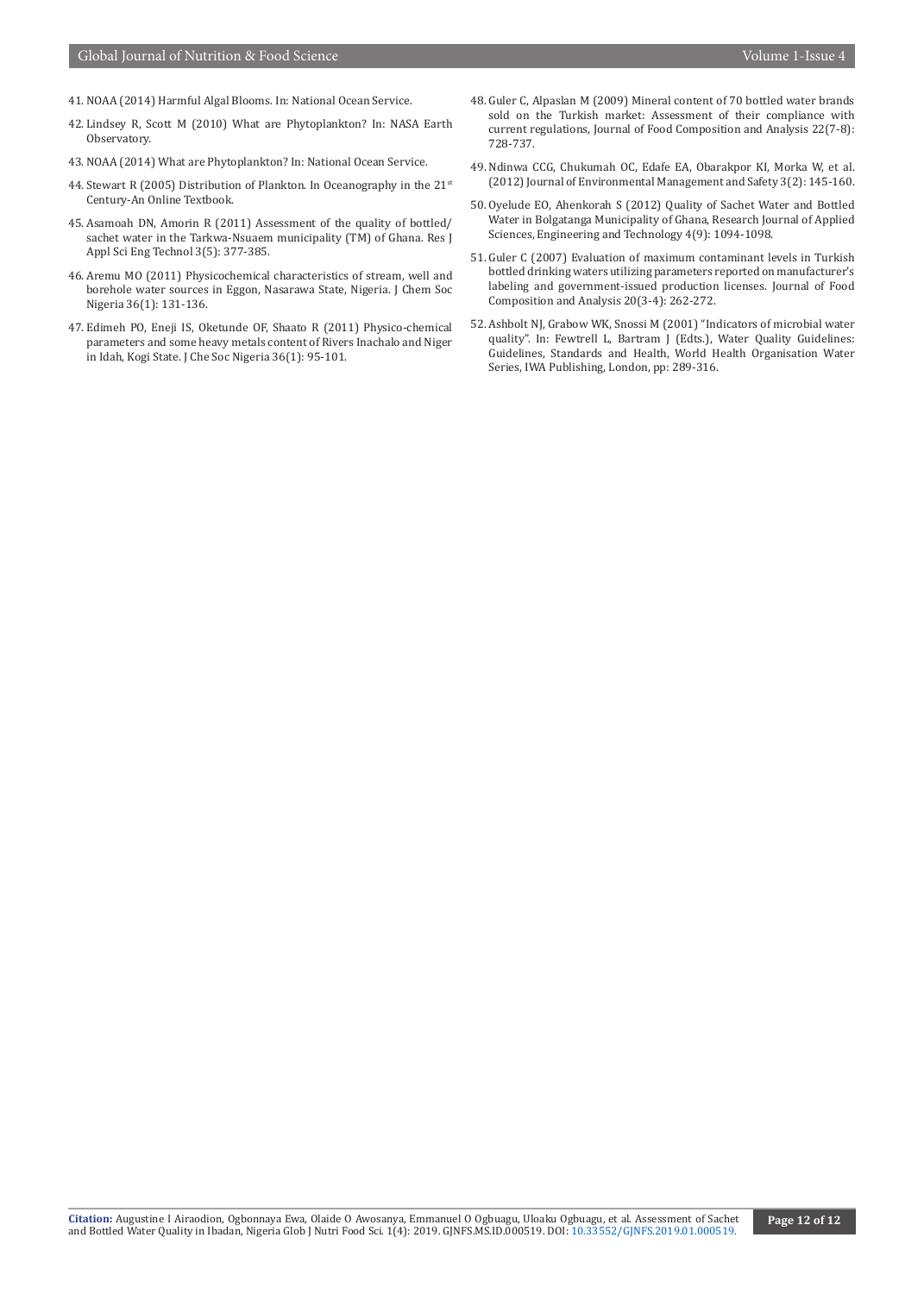41. NOAA (2014) Harmful Algal Blooms. In: National Ocean Service.
42. Lindsey R, Scott M (2010) What are Phytoplankton? In: NASA Earth Observatory.
43. NOAA (2014) What are Phytoplankton? In: National Ocean Service.
44. Stewart R (2005) Distribution of Plankton. In Oceanography in the 21st Century-An Online Textbook.
45. Asamoah DN, Amorin R (2011) Assessment of the quality of bottled/sachet water in the Tarkwa-Nsuaem municipality (TM) of Ghana. Res J Appl Sci Eng Technol 3(5): 377-385.
46. Aremu MO (2011) Physicochemical characteristics of stream, well and borehole water sources in Eggon, Nasarawa State, Nigeria. J Chem Soc Nigeria 36(1): 131-136.
47. Edimeh PO, Eneji IS, Oketunde OF, Shaato R (2011) Physico-chemical parameters and some heavy metals content of Rivers Inachalo and Niger in Idah, Kogi State. J Che Soc Nigeria 36(1): 95-101.
48. Guler C, Alpaslan M (2009) Mineral content of 70 bottled water brands sold on the Turkish market: Assessment of their compliance with current regulations, Journal of Food Composition and Analysis 22(7-8): 728-737.
49. Ndinwa CCG, Chukumah OC, Edafe EA, Obarakpor KI, Morka W, et al. (2012) Journal of Environmental Management and Safety 3(2): 145-160.
50. Oyelude EO, Ahenkorah S (2012) Quality of Sachet Water and Bottled Water in Bolgatanga Municipality of Ghana, Research Journal of Applied Sciences, Engineering and Technology 4(9): 1094-1098.
51. Guler C (2007) Evaluation of maximum contaminant levels in Turkish bottled drinking waters utilizing parameters reported on manufacturer's labeling and government-issued production licenses. Journal of Food Composition and Analysis 20(3-4): 262-272.
52. Ashbolt NJ, Grabow WK, Snossi M (2001) "Indicators of microbial water quality". In: Fewtrell L, Bartram J (Edts.), Water Quality Guidelines: Guidelines, Standards and Health, World Health Organisation Water Series, IWA Publishing, London, pp: 289-316.